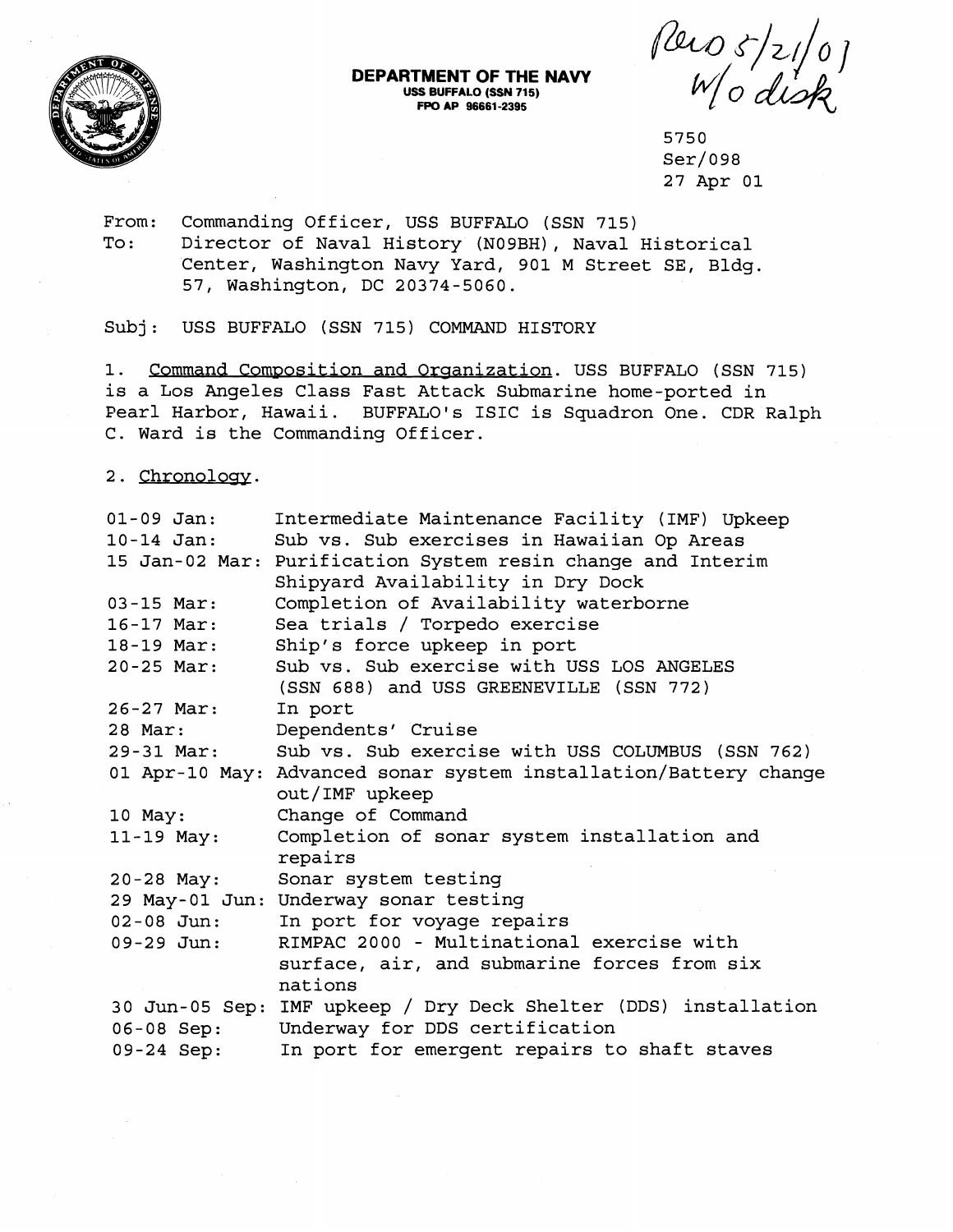**DEPARTMENT OF THE NAVY**
USS BUFFALO (SSN 715)
FPO AP 96661-2395

Recd 5/21/01
W/o disk

5750
Ser/098
27 Apr 01

From: Commanding Officer, USS BUFFALO (SSN 715)
To: Director of Naval History (N09BH), Naval Historical Center, Washington Navy Yard, 901 M Street SE, Bldg. 57, Washington, DC 20374-5060.

Subj: USS BUFFALO (SSN 715) COMMAND HISTORY

1. Command Composition and Organization. USS BUFFALO (SSN 715) is a Los Angeles Class Fast Attack Submarine home-ported in Pearl Harbor, Hawaii. BUFFALO's ISIC is Squadron One. CDR Ralph C. Ward is the Commanding Officer.

2. Chronology.

| | |
|---|---|
| 01-09 Jan: | Intermediate Maintenance Facility (IMF) Upkeep |
| 10-14 Jan: | Sub vs. Sub exercises in Hawaiian Op Areas |
| 15 Jan-02 Mar: | Purification System resin change and Interim Shipyard Availability in Dry Dock |
| 03-15 Mar: | Completion of Availability waterborne |
| 16-17 Mar: | Sea trials / Torpedo exercise |
| 18-19 Mar: | Ship's force upkeep in port |
| 20-25 Mar: | Sub vs. Sub exercise with USS LOS ANGELES (SSN 688) and USS GREENEVILLE (SSN 772) |
| 26-27 Mar: | In port |
| 28 Mar: | Dependents' Cruise |
| 29-31 Mar: | Sub vs. Sub exercise with USS COLUMBUS (SSN 762) |
| 01 Apr-10 May: | Advanced sonar system installation/Battery change out/IMF upkeep |
| 10 May: | Change of Command |
| 11-19 May: | Completion of sonar system installation and repairs |
| 20-28 May: | Sonar system testing |
| 29 May-01 Jun: | Underway sonar testing |
| 02-08 Jun: | In port for voyage repairs |
| 09-29 Jun: | RIMPAC 2000 - Multinational exercise with surface, air, and submarine forces from six nations |
| 30 Jun-05 Sep: | IMF upkeep / Dry Deck Shelter (DDS) installation |
| 06-08 Sep: | Underway for DDS certification |
| 09-24 Sep: | In port for emergent repairs to shaft staves |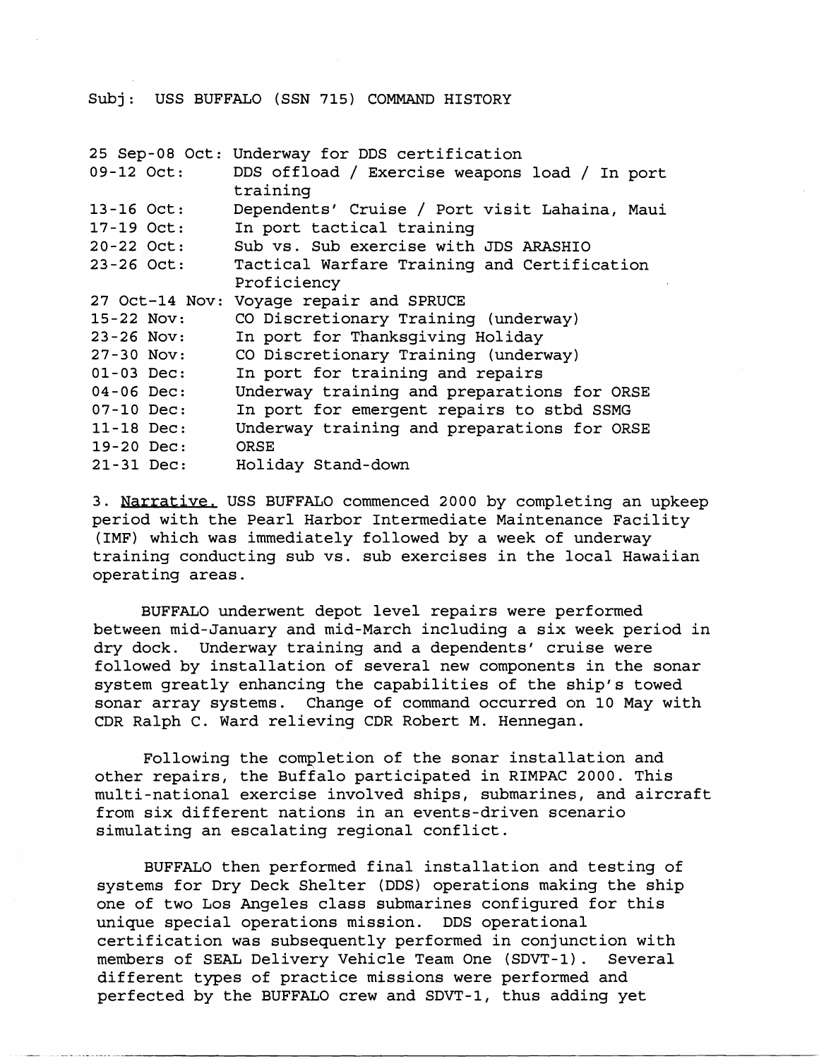Subj: USS BUFFALO (SSN 715) COMMAND HISTORY

| | |
|---|---|
| 25 Sep-08 Oct: | Underway for DDS certification |
| 09-12 Oct: | DDS offload / Exercise weapons load / In port training |
| 13-16 Oct: | Dependents' Cruise / Port visit Lahaina, Maui |
| 17-19 Oct: | In port tactical training |
| 20-22 Oct: | Sub vs. Sub exercise with JDS ARASHIO |
| 23-26 Oct: | Tactical Warfare Training and Certification Proficiency |
| 27 Oct-14 Nov: | Voyage repair and SPRUCE |
| 15-22 Nov: | CO Discretionary Training (underway) |
| 23-26 Nov: | In port for Thanksgiving Holiday |
| 27-30 Nov: | CO Discretionary Training (underway) |
| 01-03 Dec: | In port for training and repairs |
| 04-06 Dec: | Underway training and preparations for ORSE |
| 07-10 Dec: | In port for emergent repairs to stbd SSMG |
| 11-18 Dec: | Underway training and preparations for ORSE |
| 19-20 Dec: | ORSE |
| 21-31 Dec: | Holiday Stand-down |

3. Narrative. USS BUFFALO commenced 2000 by completing an upkeep period with the Pearl Harbor Intermediate Maintenance Facility (IMF) which was immediately followed by a week of underway training conducting sub vs. sub exercises in the local Hawaiian operating areas.

BUFFALO underwent depot level repairs were performed between mid-January and mid-March including a six week period in dry dock. Underway training and a dependents' cruise were followed by installation of several new components in the sonar system greatly enhancing the capabilities of the ship's towed sonar array systems. Change of command occurred on 10 May with CDR Ralph C. Ward relieving CDR Robert M. Hennegan.

Following the completion of the sonar installation and other repairs, the Buffalo participated in RIMPAC 2000. This multi-national exercise involved ships, submarines, and aircraft from six different nations in an events-driven scenario simulating an escalating regional conflict.

BUFFALO then performed final installation and testing of systems for Dry Deck Shelter (DDS) operations making the ship one of two Los Angeles class submarines configured for this unique special operations mission. DDS operational certification was subsequently performed in conjunction with members of SEAL Delivery Vehicle Team One (SDVT-1). Several different types of practice missions were performed and perfected by the BUFFALO crew and SDVT-1, thus adding yet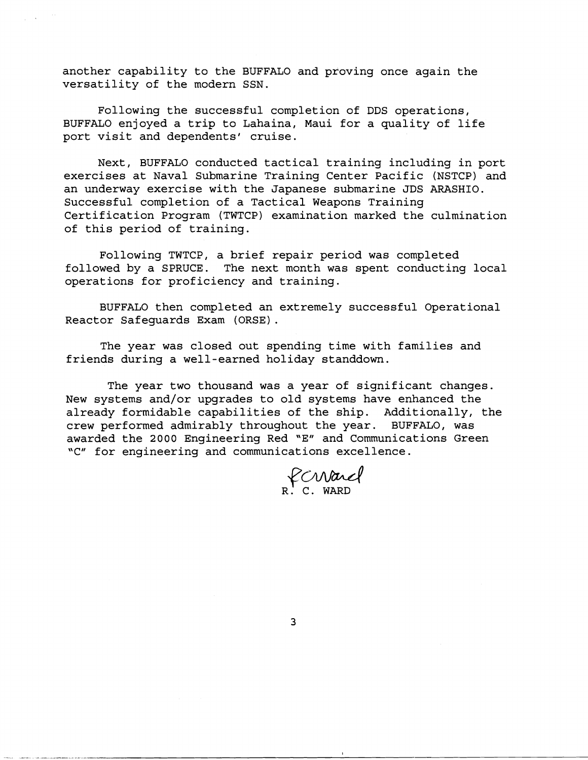another capability to the BUFFALO and proving once again the versatility of the modern SSN.

Following the successful completion of DDS operations, BUFFALO enjoyed a trip to Lahaina, Maui for a quality of life port visit and dependents' cruise.

Next, BUFFALO conducted tactical training including in port exercises at Naval Submarine Training Center Pacific (NSTCP) and an underway exercise with the Japanese submarine JDS ARASHIO. Successful completion of a Tactical Weapons Training Certification Program (TWTCP) examination marked the culmination of this period of training.

Following TWTCP, a brief repair period was completed followed by a SPRUCE. The next month was spent conducting local operations for proficiency and training.

BUFFALO then completed an extremely successful Operational Reactor Safeguards Exam (ORSE).

The year was closed out spending time with families and friends during a well-earned holiday standdown.

The year two thousand was a year of significant changes. New systems and/or upgrades to old systems have enhanced the already formidable capabilities of the ship. Additionally, the crew performed admirably throughout the year. BUFFALO, was awarded the 2000 Engineering Red "E" and Communications Green "C" for engineering and communications excellence.

RCWard

R. C. WARD